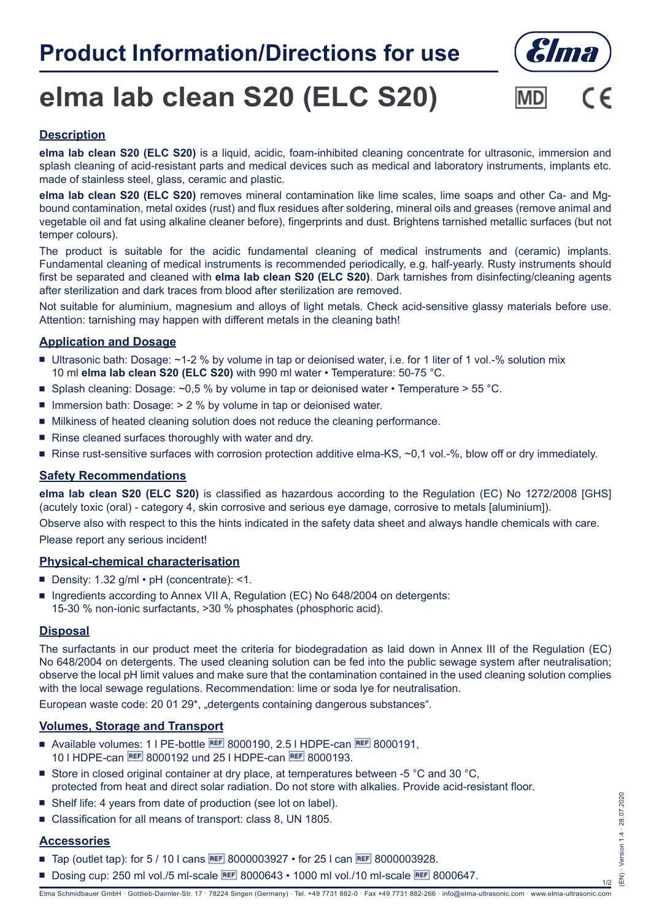# Product Information/Directions for use

# elma lab clean S20 (ELC S20)

MD CE

## Description

**elma lab clean S20 (ELC S20)** is a liquid, acidic, foam-inhibited cleaning concentrate for ultrasonic, immersion and splash cleaning of acid-resistant parts and medical devices such as medical and laboratory instruments, implants etc. made of stainless steel, glass, ceramic and plastic.

**elma lab clean S20 (ELC S20)** removes mineral contamination like lime scales, lime soaps and other Ca- and Mg-bound contamination, metal oxides (rust) and flux residues after soldering, mineral oils and greases (remove animal and vegetable oil and fat using alkaline cleaner before), fingerprints and dust. Brightens tarnished metallic surfaces (but not temper colours).

The product is suitable for the acidic fundamental cleaning of medical instruments and (ceramic) implants. Fundamental cleaning of medical instruments is recommended periodically, e.g. half-yearly. Rusty instruments should first be separated and cleaned with **elma lab clean S20 (ELC S20)**. Dark tarnishes from disinfecting/cleaning agents after sterilization and dark traces from blood after sterilization are removed.

Not suitable for aluminium, magnesium and alloys of light metals. Check acid-sensitive glassy materials before use. Attention: tarnishing may happen with different metals in the cleaning bath!

## Application and Dosage

- Ultrasonic bath: Dosage: ~1-2 % by volume in tap or deionised water, i.e. for 1 liter of 1 vol.-% solution mix 10 ml **elma lab clean S20 (ELC S20)** with 990 ml water • Temperature: 50-75 °C.
- Splash cleaning: Dosage: ~0,5 % by volume in tap or deionised water • Temperature > 55 °C.
- Immersion bath: Dosage: > 2 % by volume in tap or deionised water.
- Milkiness of heated cleaning solution does not reduce the cleaning performance.
- Rinse cleaned surfaces thoroughly with water and dry.
- Rinse rust-sensitive surfaces with corrosion protection additive elma-KS, ~0,1 vol.-%, blow off or dry immediately.

## Safety Recommendations

**elma lab clean S20 (ELC S20)** is classified as hazardous according to the Regulation (EC) No 1272/2008 [GHS] (acutely toxic (oral) - category 4, skin corrosive and serious eye damage, corrosive to metals [aluminium]).

Observe also with respect to this the hints indicated in the safety data sheet and always handle chemicals with care.

Please report any serious incident!

## Physical-chemical characterisation

- Density: 1.32 g/ml • pH (concentrate): <1.
- Ingredients according to Annex VII A, Regulation (EC) No 648/2004 on detergents: 15-30 % non-ionic surfactants, >30 % phosphates (phosphoric acid).

## Disposal

The surfactants in our product meet the criteria for biodegradation as laid down in Annex III of the Regulation (EC) No 648/2004 on detergents. The used cleaning solution can be fed into the public sewage system after neutralisation; observe the local pH limit values and make sure that the contamination contained in the used cleaning solution complies with the local sewage regulations. Recommendation: lime or soda lye for neutralisation.

European waste code: 20 01 29*, „detergents containing dangerous substances".

## Volumes, Storage and Transport

- Available volumes: 1 l PE-bottle REF 8000190, 2.5 l HDPE-can REF 8000191, 10 l HDPE-can REF 8000192 und 25 l HDPE-can REF 8000193.
- Store in closed original container at dry place, at temperatures between -5 °C and 30 °C, protected from heat and direct solar radiation. Do not store with alkalies. Provide acid-resistant floor.
- Shelf life: 4 years from date of production (see lot on label).
- Classification for all means of transport: class 8, UN 1805.

## Accessories

- Tap (outlet tap): for 5 / 10 l cans REF 8000003927 • for 25 l can REF 8000003928.
- Dosing cup: 250 ml vol./5 ml-scale REF 8000643 • 1000 ml vol./10 ml-scale REF 8000647.

(EN) · Version 1.4 · 28.07.2020

Elma Schmidbauer GmbH · Gottlieb-Daimler-Str. 17 · 78224 Singen (Germany) · Tel. +49 7731 882-0 · Fax +49 7731 882-266 · info@elma-ultrasonic.com · www.elma-ultrasonic.com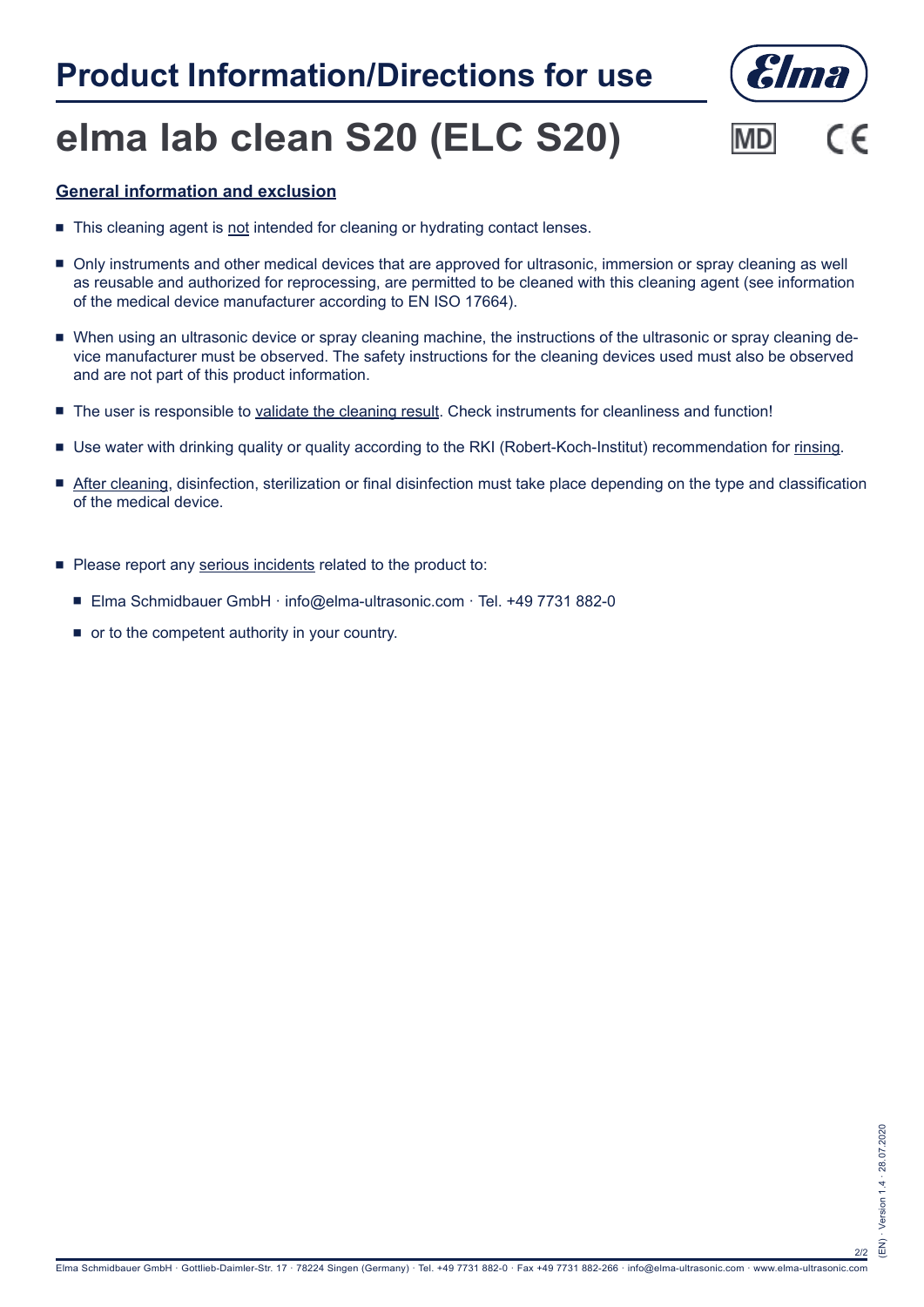# Product Information/Directions for use

# elma lab clean S20 (ELC S20)

MD CE

## General information and exclusion

- This cleaning agent is not intended for cleaning or hydrating contact lenses.
- Only instruments and other medical devices that are approved for ultrasonic, immersion or spray cleaning as well as reusable and authorized for reprocessing, are permitted to be cleaned with this cleaning agent (see information of the medical device manufacturer according to EN ISO 17664).
- When using an ultrasonic device or spray cleaning machine, the instructions of the ultrasonic or spray cleaning device manufacturer must be observed. The safety instructions for the cleaning devices used must also be observed and are not part of this product information.
- The user is responsible to validate the cleaning result. Check instruments for cleanliness and function!
- Use water with drinking quality or quality according to the RKI (Robert-Koch-Institut) recommendation for rinsing.
- After cleaning, disinfection, sterilization or final disinfection must take place depending on the type and classification of the medical device.
- Please report any serious incidents related to the product to:
  - Elma Schmidbauer GmbH · info@elma-ultrasonic.com · Tel. +49 7731 882-0
  - or to the competent authority in your country.